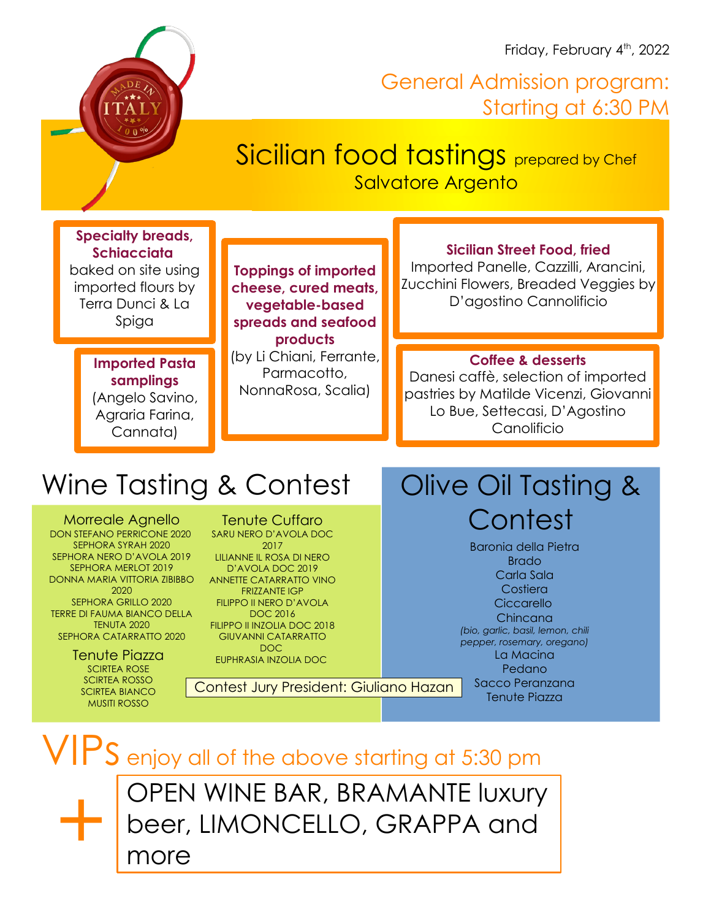Friday, February 4th, 2022

## General Admission program: Starting at 6:30 PM

# Sicilian food tastings prepared by Chef Salvatore Argento

**Specialty breads, Schiacciata** baked on site using imported flours by Terra Dunci & La Spiga

**Imported Pasta samplings** (Angelo Savino, Agraria Farina, Cannata)

**Toppings of imported cheese, cured meats, vegetable-based spreads and seafood products** (by Li Chiani, Ferrante, Parmacotto, NonnaRosa, Scalia)

**Sicilian Street Food, fried** Imported Panelle, Cazzilli, Arancini, Zucchini Flowers, Breaded Veggies by D'agostino Cannolificio

**Coffee & desserts** Danesi caffè, selection of imported pastries by Matilde Vicenzi, Giovanni Lo Bue, Settecasi, D'Agostino Canolificio

# Wine Tasting & Contest

### Morreale Agnello

- DON STEFANO PERRICONE 2020
- SEPHORA SYRAH 2020
- SEPHORA NERO D'AVOLA 2019
- SEPHORA MERLOT 2019
- DONNA MARIA VITTORIA ZIBIBBO 2020
- SEPHORA GRILLO 2020
- TERRE DI FAUMA BIANCO DELLA TENUTA 2020
- SEPHORA CATARRATTO 2020

### Tenute Piazza

- SCIRTEA ROSE
- SCIRTEA ROSSO
- SCIRTEA BIANCO
- MUSITI ROSSO

### Tenute Cuffaro

- SARU NERO D'AVOLA DOC 2017
- LILIANNE IL ROSA DI NERO D'AVOLA DOC 2019
- ANNETTE CATARRATTO VINO FRIZZANTE IGP
- FILIPPO II NERO D'AVOLA DOC 2016
- FILIPPO II INZOLIA DOC 2018
- GIUVANNI CATARRATTO DOC
- EUPHRASIA INZOLIA DOC

Contest Jury President: Giuliano Hazan

# Olive Oil Tasting & Contest

- Baronia della Pietra
- Brado
- Carla Sala
- Costiera
- Ciccarello
- Chincana *(bio, garlic, basil, lemon, chili pepper, rosemary, oregano)*
- La Macina
- Pedano
- Sacco Peranzana
- Tenute Piazza

# VIPs enjoy all of the above starting at 5:30 pm

\+ OPEN WINE BAR, BRAMANTE luxury beer, LIMONCELLO, GRAPPA and more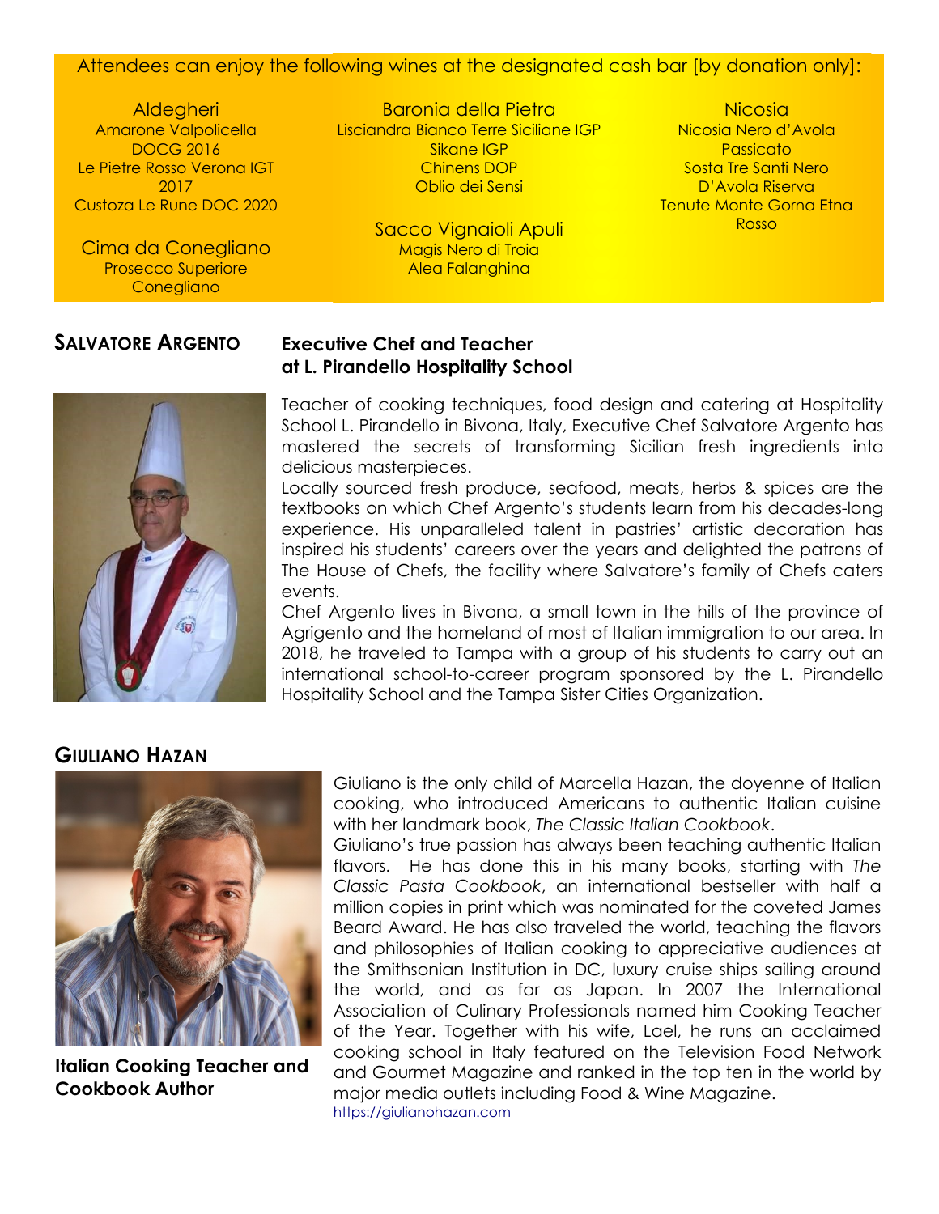Attendees can enjoy the following wines at the designated cash bar [by donation only]:

**Aldegheri**
Amarone Valpolicella DOCG 2016
Le Pietre Rosso Verona IGT 2017
Custoza Le Rune DOC 2020

**Cima da Conegliano**
Prosecco Superiore Conegliano

**Baronia della Pietra**
Lisciandra Bianco Terre Siciliane IGP
Sikane IGP
Chinens DOP
Oblio dei Sensi

**Sacco Vignaioli Apuli**
Magis Nero di Troia
Alea Falanghina

**Nicosia**
Nicosia Nero d'Avola
Passicato
Sosta Tre Santi Nero D'Avola Riserva
Tenute Monte Gorna Etna Rosso

## Salvatore Argento

**Executive Chef and Teacher at L. Pirandello Hospitality School**

Teacher of cooking techniques, food design and catering at Hospitality School L. Pirandello in Bivona, Italy, Executive Chef Salvatore Argento has mastered the secrets of transforming Sicilian fresh ingredients into delicious masterpieces.

Locally sourced fresh produce, seafood, meats, herbs & spices are the textbooks on which Chef Argento's students learn from his decades-long experience. His unparalleled talent in pastries' artistic decoration has inspired his students' careers over the years and delighted the patrons of The House of Chefs, the facility where Salvatore's family of Chefs caters events.

Chef Argento lives in Bivona, a small town in the hills of the province of Agrigento and the homeland of most of Italian immigration to our area. In 2018, he traveled to Tampa with a group of his students to carry out an international school-to-career program sponsored by the L. Pirandello Hospitality School and the Tampa Sister Cities Organization.

## Giuliano Hazan

**Italian Cooking Teacher and Cookbook Author**

Giuliano is the only child of Marcella Hazan, the doyenne of Italian cooking, who introduced Americans to authentic Italian cuisine with her landmark book, *The Classic Italian Cookbook*.

Giuliano's true passion has always been teaching authentic Italian flavors. He has done this in his many books, starting with *The Classic Pasta Cookbook*, an international bestseller with half a million copies in print which was nominated for the coveted James Beard Award. He has also traveled the world, teaching the flavors and philosophies of Italian cooking to appreciative audiences at the Smithsonian Institution in DC, luxury cruise ships sailing around the world, and as far as Japan. In 2007 the International Association of Culinary Professionals named him Cooking Teacher of the Year. Together with his wife, Lael, he runs an acclaimed cooking school in Italy featured on the Television Food Network and Gourmet Magazine and ranked in the top ten in the world by major media outlets including Food & Wine Magazine.

https://giulianohazan.com